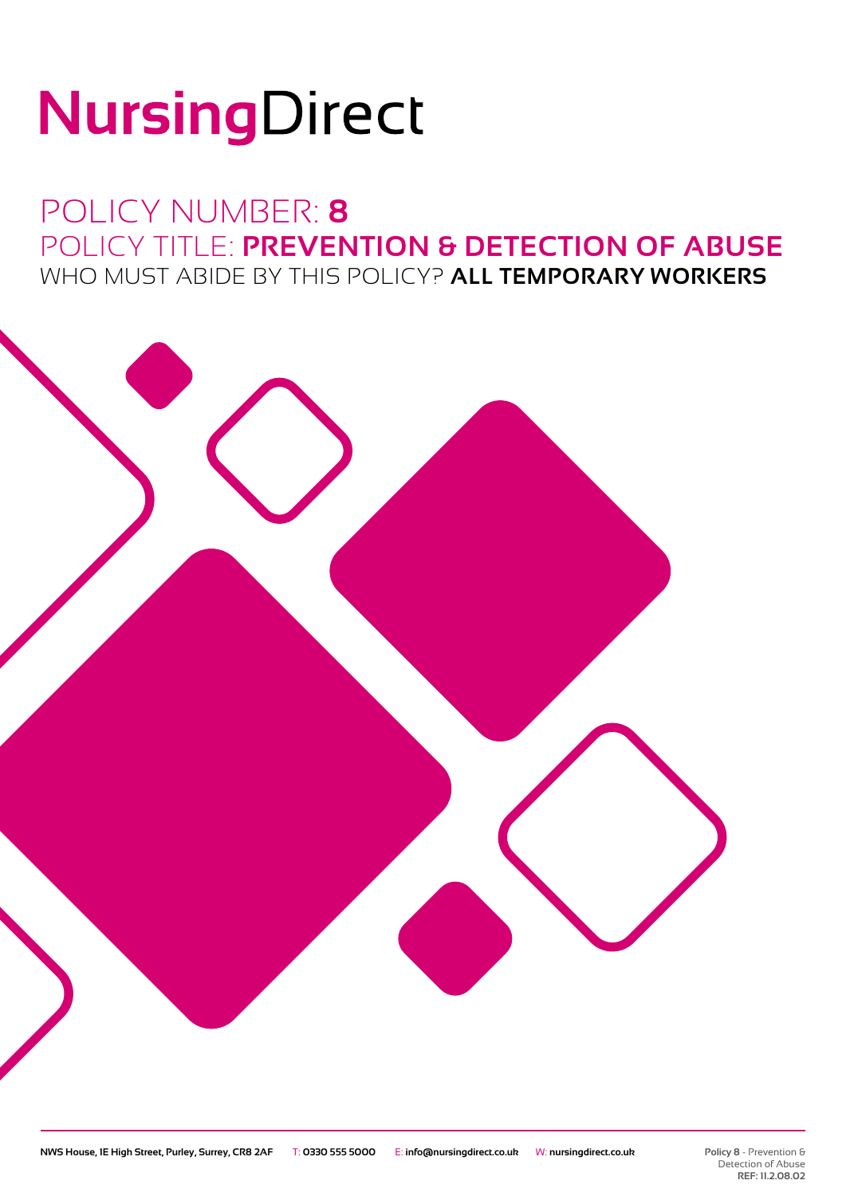# NursingDirect

## POLICY NUMBER: **8**

## POLICY TITLE: **PREVENTION & DETECTION OF ABUSE**

WHO MUST ABIDE BY THIS POLICY? **ALL TEMPORARY WORKERS**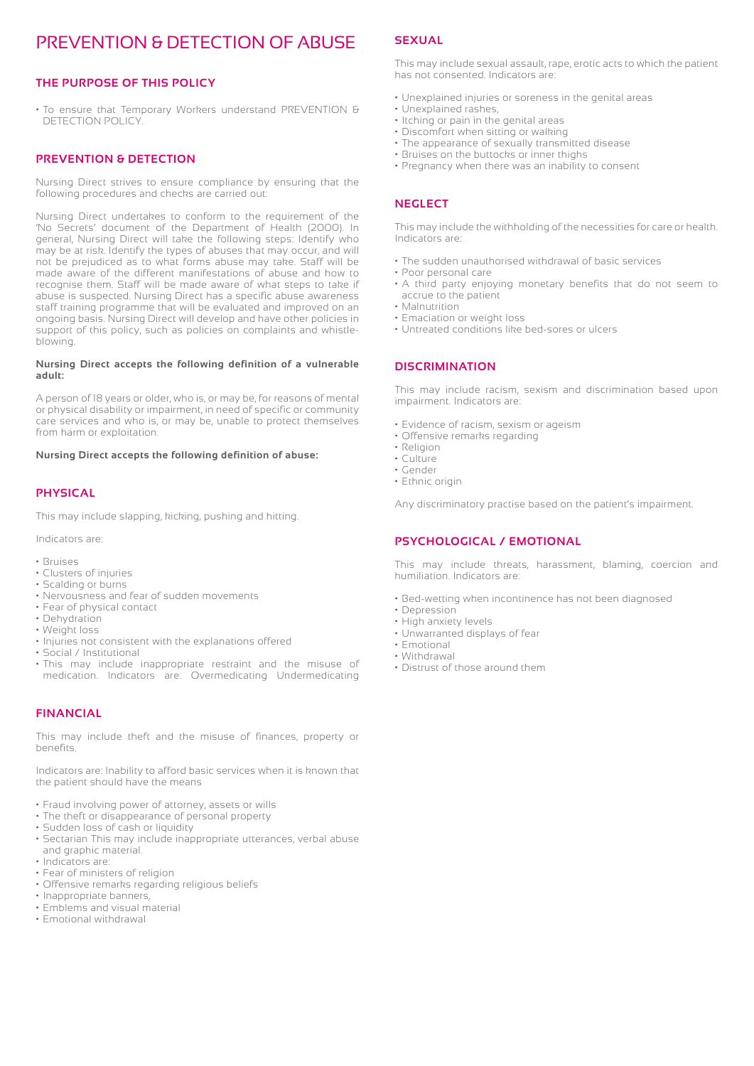# PREVENTION & DETECTION OF ABUSE

## THE PURPOSE OF THIS POLICY

- To ensure that Temporary Workers understand PREVENTION & DETECTION POLICY.

## PREVENTION & DETECTION

Nursing Direct strives to ensure compliance by ensuring that the following procedures and checks are carried out:

Nursing Direct undertakes to conform to the requirement of the 'No Secrets' document of the Department of Health (2000). In general, Nursing Direct will take the following steps: Identify who may be at risk. Identify the types of abuses that may occur, and will not be prejudiced as to what forms abuse may take. Staff will be made aware of the different manifestations of abuse and how to recognise them. Staff will be made aware of what steps to take if abuse is suspected. Nursing Direct has a specific abuse awareness staff training programme that will be evaluated and improved on an ongoing basis. Nursing Direct will develop and have other policies in support of this policy, such as policies on complaints and whistle-blowing.

**Nursing Direct accepts the following definition of a vulnerable adult:**

A person of 18 years or older, who is, or may be, for reasons of mental or physical disability or impairment, in need of specific or community care services and who is, or may be, unable to protect themselves from harm or exploitation.

**Nursing Direct accepts the following definition of abuse:**

## PHYSICAL

This may include slapping, kicking, pushing and hitting.

Indicators are:

- Bruises
- Clusters of injuries
- Scalding or burns
- Nervousness and fear of sudden movements
- Fear of physical contact
- Dehydration
- Weight loss
- Injuries not consistent with the explanations offered
- Social / Institutional
- This may include inappropriate restraint and the misuse of medication. Indicators are: Overmedicating Undermedicating

## FINANCIAL

This may include theft and the misuse of finances, property or benefits.

Indicators are: Inability to afford basic services when it is known that the patient should have the means

- Fraud involving power of attorney, assets or wills
- The theft or disappearance of personal property
- Sudden loss of cash or liquidity
- Sectarian This may include inappropriate utterances, verbal abuse and graphic material.
- Indicators are:
- Fear of ministers of religion
- Offensive remarks regarding religious beliefs
- Inappropriate banners,
- Emblems and visual material
- Emotional withdrawal

## SEXUAL

This may include sexual assault, rape, erotic acts to which the patient has not consented. Indicators are:

- Unexplained injuries or soreness in the genital areas
- Unexplained rashes,
- Itching or pain in the genital areas
- Discomfort when sitting or walking
- The appearance of sexually transmitted disease
- Bruises on the buttocks or inner thighs
- Pregnancy when there was an inability to consent

## NEGLECT

This may include the withholding of the necessities for care or health. Indicators are:

- The sudden unauthorised withdrawal of basic services
- Poor personal care
- A third party enjoying monetary benefits that do not seem to accrue to the patient
- Malnutrition
- Emaciation or weight loss
- Untreated conditions like bed-sores or ulcers

## DISCRIMINATION

This may include racism, sexism and discrimination based upon impairment. Indicators are:

- Evidence of racism, sexism or ageism
- Offensive remarks regarding
- Religion
- Culture
- Gender
- Ethnic origin

Any discriminatory practise based on the patient's impairment.

## PSYCHOLOGICAL / EMOTIONAL

This may include threats, harassment, blaming, coercion and humiliation. Indicators are:

- Bed-wetting when incontinence has not been diagnosed
- Depression
- High anxiety levels
- Unwarranted displays of fear
- Emotional
- Withdrawal
- Distrust of those around them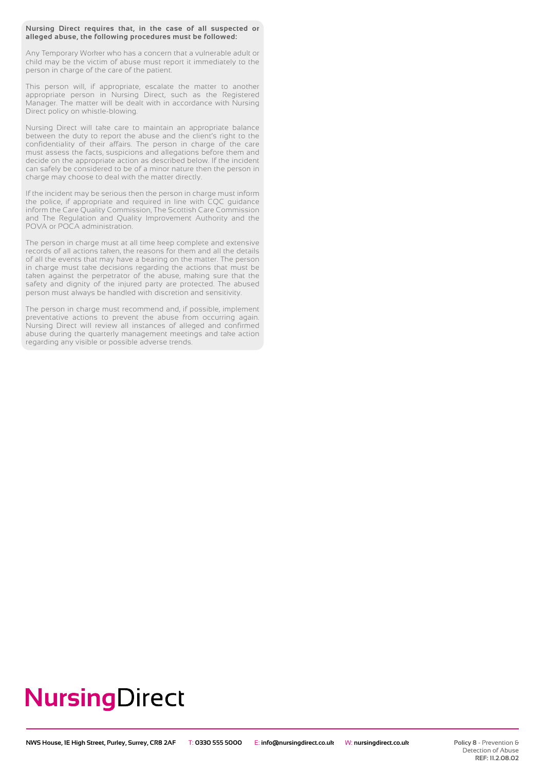**Nursing Direct requires that, in the case of all suspected or alleged abuse, the following procedures must be followed:**

Any Temporary Worker who has a concern that a vulnerable adult or child may be the victim of abuse must report it immediately to the person in charge of the care of the patient.

This person will, if appropriate, escalate the matter to another appropriate person in Nursing Direct, such as the Registered Manager. The matter will be dealt with in accordance with Nursing Direct policy on whistle-blowing.

Nursing Direct will take care to maintain an appropriate balance between the duty to report the abuse and the client's right to the confidentiality of their affairs. The person in charge of the care must assess the facts, suspicions and allegations before them and decide on the appropriate action as described below. If the incident can safely be considered to be of a minor nature then the person in charge may choose to deal with the matter directly.

If the incident may be serious then the person in charge must inform the police, if appropriate and required in line with CQC guidance inform the Care Quality Commission, The Scottish Care Commission and The Regulation and Quality Improvement Authority and the POVA or POCA administration.

The person in charge must at all time keep complete and extensive records of all actions taken, the reasons for them and all the details of all the events that may have a bearing on the matter. The person in charge must take decisions regarding the actions that must be taken against the perpetrator of the abuse, making sure that the safety and dignity of the injured party are protected. The abused person must always be handled with discretion and sensitivity.

The person in charge must recommend and, if possible, implement preventative actions to prevent the abuse from occurring again. Nursing Direct will review all instances of alleged and confirmed abuse during the quarterly management meetings and take action regarding any visible or possible adverse trends.